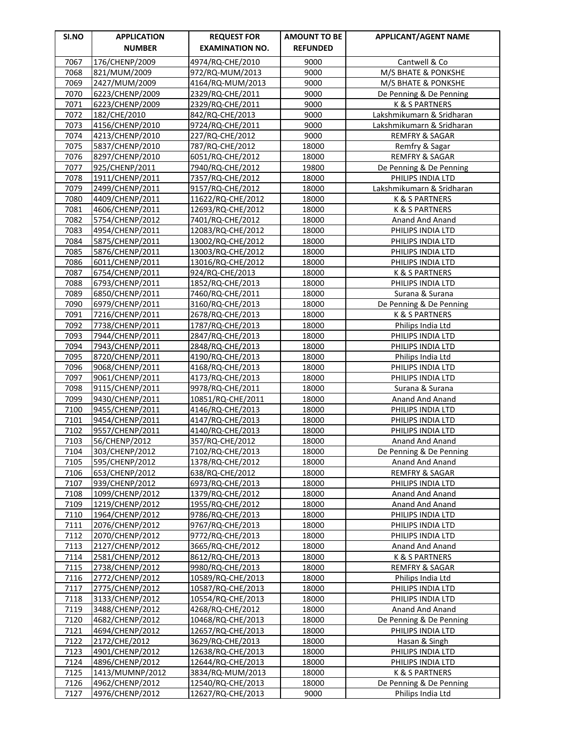| SI.NO | APPLICATION NUMBER | REQUEST FOR EXAMINATION NO. | AMOUNT TO BE REFUNDED | APPLICANT/AGENT NAME |
|---|---|---|---|---|
| 7067 | 176/CHENP/2009 | 4974/RQ-CHE/2010 | 9000 | Cantwell & Co |
| 7068 | 821/MUM/2009 | 972/RQ-MUM/2013 | 9000 | M/S BHATE & PONKSHE |
| 7069 | 2427/MUM/2009 | 4164/RQ-MUM/2013 | 9000 | M/S BHATE & PONKSHE |
| 7070 | 6223/CHENP/2009 | 2329/RQ-CHE/2011 | 9000 | De Penning & De Penning |
| 7071 | 6223/CHENP/2009 | 2329/RQ-CHE/2011 | 9000 | K & S PARTNERS |
| 7072 | 182/CHE/2010 | 842/RQ-CHE/2013 | 9000 | Lakshmikumarn & Sridharan |
| 7073 | 4156/CHENP/2010 | 9724/RQ-CHE/2011 | 9000 | Lakshmikumarn & Sridharan |
| 7074 | 4213/CHENP/2010 | 227/RQ-CHE/2012 | 9000 | REMFRY & SAGAR |
| 7075 | 5837/CHENP/2010 | 787/RQ-CHE/2012 | 18000 | Remfry & Sagar |
| 7076 | 8297/CHENP/2010 | 6051/RQ-CHE/2012 | 18000 | REMFRY & SAGAR |
| 7077 | 925/CHENP/2011 | 7940/RQ-CHE/2012 | 19800 | De Penning & De Penning |
| 7078 | 1911/CHENP/2011 | 7357/RQ-CHE/2012 | 18000 | PHILIPS INDIA LTD |
| 7079 | 2499/CHENP/2011 | 9157/RQ-CHE/2012 | 18000 | Lakshmikumarn & Sridharan |
| 7080 | 4409/CHENP/2011 | 11622/RQ-CHE/2012 | 18000 | K & S PARTNERS |
| 7081 | 4606/CHENP/2011 | 12693/RQ-CHE/2012 | 18000 | K & S PARTNERS |
| 7082 | 5754/CHENP/2012 | 7401/RQ-CHE/2012 | 18000 | Anand And Anand |
| 7083 | 4954/CHENP/2011 | 12083/RQ-CHE/2012 | 18000 | PHILIPS INDIA LTD |
| 7084 | 5875/CHENP/2011 | 13002/RQ-CHE/2012 | 18000 | PHILIPS INDIA LTD |
| 7085 | 5876/CHENP/2011 | 13003/RQ-CHE/2012 | 18000 | PHILIPS INDIA LTD |
| 7086 | 6011/CHENP/2011 | 13016/RQ-CHE/2012 | 18000 | PHILIPS INDIA LTD |
| 7087 | 6754/CHENP/2011 | 924/RQ-CHE/2013 | 18000 | K & S PARTNERS |
| 7088 | 6793/CHENP/2011 | 1852/RQ-CHE/2013 | 18000 | PHILIPS INDIA LTD |
| 7089 | 6850/CHENP/2011 | 7460/RQ-CHE/2011 | 18000 | Surana & Surana |
| 7090 | 6979/CHENP/2011 | 3160/RQ-CHE/2013 | 18000 | De Penning & De Penning |
| 7091 | 7216/CHENP/2011 | 2678/RQ-CHE/2013 | 18000 | K & S PARTNERS |
| 7092 | 7738/CHENP/2011 | 1787/RQ-CHE/2013 | 18000 | Philips India Ltd |
| 7093 | 7944/CHENP/2011 | 2847/RQ-CHE/2013 | 18000 | PHILIPS INDIA LTD |
| 7094 | 7943/CHENP/2011 | 2848/RQ-CHE/2013 | 18000 | PHILIPS INDIA LTD |
| 7095 | 8720/CHENP/2011 | 4190/RQ-CHE/2013 | 18000 | Philips India Ltd |
| 7096 | 9068/CHENP/2011 | 4168/RQ-CHE/2013 | 18000 | PHILIPS INDIA LTD |
| 7097 | 9061/CHENP/2011 | 4173/RQ-CHE/2013 | 18000 | PHILIPS INDIA LTD |
| 7098 | 9115/CHENP/2011 | 9978/RQ-CHE/2011 | 18000 | Surana & Surana |
| 7099 | 9430/CHENP/2011 | 10851/RQ-CHE/2011 | 18000 | Anand And Anand |
| 7100 | 9455/CHENP/2011 | 4146/RQ-CHE/2013 | 18000 | PHILIPS INDIA LTD |
| 7101 | 9454/CHENP/2011 | 4147/RQ-CHE/2013 | 18000 | PHILIPS INDIA LTD |
| 7102 | 9557/CHENP/2011 | 4140/RQ-CHE/2013 | 18000 | PHILIPS INDIA LTD |
| 7103 | 56/CHENP/2012 | 357/RQ-CHE/2012 | 18000 | Anand And Anand |
| 7104 | 303/CHENP/2012 | 7102/RQ-CHE/2013 | 18000 | De Penning & De Penning |
| 7105 | 595/CHENP/2012 | 1378/RQ-CHE/2012 | 18000 | Anand And Anand |
| 7106 | 653/CHENP/2012 | 638/RQ-CHE/2012 | 18000 | REMFRY & SAGAR |
| 7107 | 939/CHENP/2012 | 6973/RQ-CHE/2013 | 18000 | PHILIPS INDIA LTD |
| 7108 | 1099/CHENP/2012 | 1379/RQ-CHE/2012 | 18000 | Anand And Anand |
| 7109 | 1219/CHENP/2012 | 1955/RQ-CHE/2012 | 18000 | Anand And Anand |
| 7110 | 1964/CHENP/2012 | 9786/RQ-CHE/2013 | 18000 | PHILIPS INDIA LTD |
| 7111 | 2076/CHENP/2012 | 9767/RQ-CHE/2013 | 18000 | PHILIPS INDIA LTD |
| 7112 | 2070/CHENP/2012 | 9772/RQ-CHE/2013 | 18000 | PHILIPS INDIA LTD |
| 7113 | 2127/CHENP/2012 | 3665/RQ-CHE/2012 | 18000 | Anand And Anand |
| 7114 | 2581/CHENP/2012 | 8612/RQ-CHE/2013 | 18000 | K & S PARTNERS |
| 7115 | 2738/CHENP/2012 | 9980/RQ-CHE/2013 | 18000 | REMFRY & SAGAR |
| 7116 | 2772/CHENP/2012 | 10589/RQ-CHE/2013 | 18000 | Philips India Ltd |
| 7117 | 2775/CHENP/2012 | 10587/RQ-CHE/2013 | 18000 | PHILIPS INDIA LTD |
| 7118 | 3133/CHENP/2012 | 10554/RQ-CHE/2013 | 18000 | PHILIPS INDIA LTD |
| 7119 | 3488/CHENP/2012 | 4268/RQ-CHE/2012 | 18000 | Anand And Anand |
| 7120 | 4682/CHENP/2012 | 10468/RQ-CHE/2013 | 18000 | De Penning & De Penning |
| 7121 | 4694/CHENP/2012 | 12657/RQ-CHE/2013 | 18000 | PHILIPS INDIA LTD |
| 7122 | 2172/CHE/2012 | 3629/RQ-CHE/2013 | 18000 | Hasan & Singh |
| 7123 | 4901/CHENP/2012 | 12638/RQ-CHE/2013 | 18000 | PHILIPS INDIA LTD |
| 7124 | 4896/CHENP/2012 | 12644/RQ-CHE/2013 | 18000 | PHILIPS INDIA LTD |
| 7125 | 1413/MUMNP/2012 | 3834/RQ-MUM/2013 | 18000 | K & S PARTNERS |
| 7126 | 4962/CHENP/2012 | 12540/RQ-CHE/2013 | 18000 | De Penning & De Penning |
| 7127 | 4976/CHENP/2012 | 12627/RQ-CHE/2013 | 9000 | Philips India Ltd |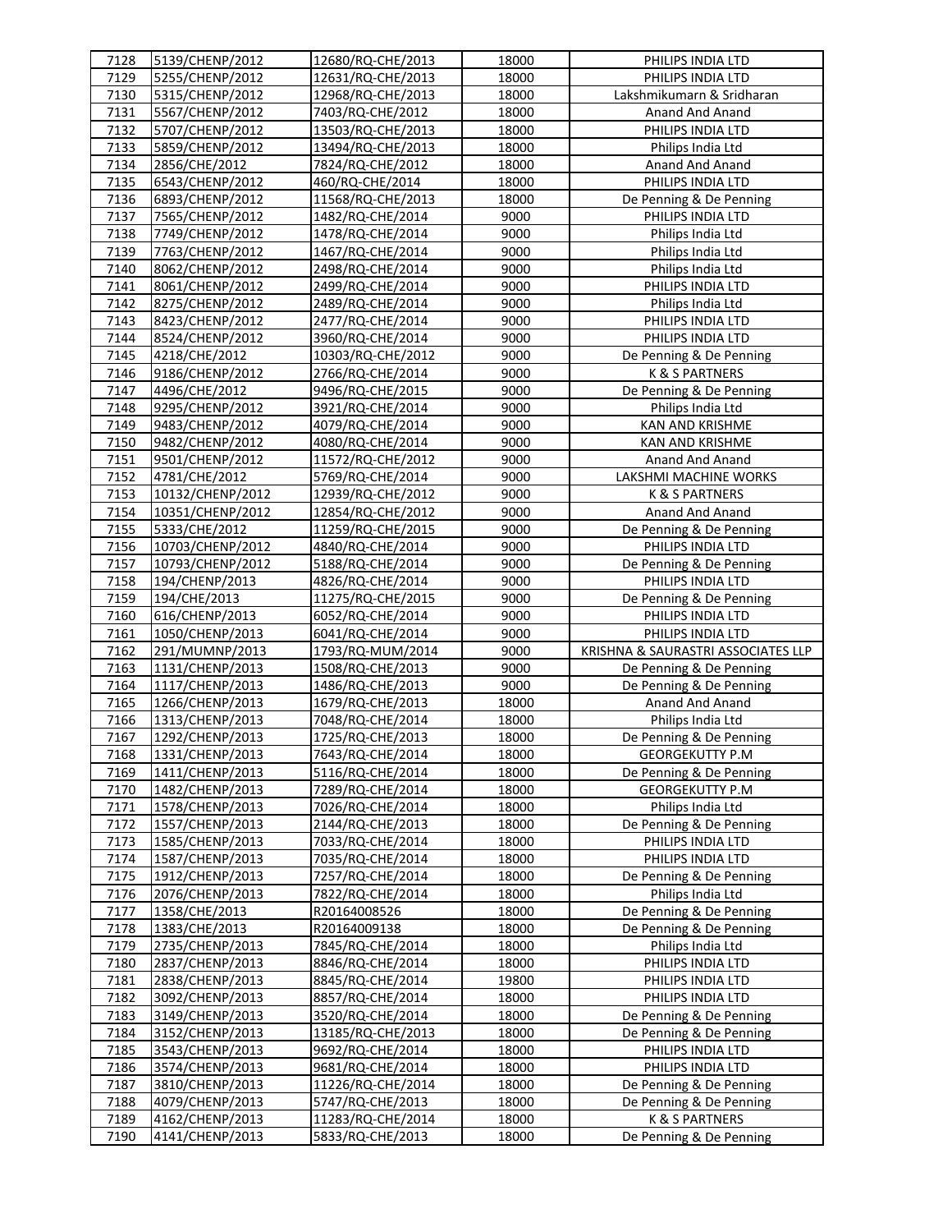| 7128 | 5139/CHENP/2012 | 12680/RQ-CHE/2013 | 18000 | PHILIPS INDIA LTD |
|---|---|---|---|---|
| 7129 | 5255/CHENP/2012 | 12631/RQ-CHE/2013 | 18000 | PHILIPS INDIA LTD |
| 7130 | 5315/CHENP/2012 | 12968/RQ-CHE/2013 | 18000 | Lakshmikumarn & Sridharan |
| 7131 | 5567/CHENP/2012 | 7403/RQ-CHE/2012 | 18000 | Anand And Anand |
| 7132 | 5707/CHENP/2012 | 13503/RQ-CHE/2013 | 18000 | PHILIPS INDIA LTD |
| 7133 | 5859/CHENP/2012 | 13494/RQ-CHE/2013 | 18000 | Philips India Ltd |
| 7134 | 2856/CHE/2012 | 7824/RQ-CHE/2012 | 18000 | Anand And Anand |
| 7135 | 6543/CHENP/2012 | 460/RQ-CHE/2014 | 18000 | PHILIPS INDIA LTD |
| 7136 | 6893/CHENP/2012 | 11568/RQ-CHE/2013 | 18000 | De Penning & De Penning |
| 7137 | 7565/CHENP/2012 | 1482/RQ-CHE/2014 | 9000 | PHILIPS INDIA LTD |
| 7138 | 7749/CHENP/2012 | 1478/RQ-CHE/2014 | 9000 | Philips India Ltd |
| 7139 | 7763/CHENP/2012 | 1467/RQ-CHE/2014 | 9000 | Philips India Ltd |
| 7140 | 8062/CHENP/2012 | 2498/RQ-CHE/2014 | 9000 | Philips India Ltd |
| 7141 | 8061/CHENP/2012 | 2499/RQ-CHE/2014 | 9000 | PHILIPS INDIA LTD |
| 7142 | 8275/CHENP/2012 | 2489/RQ-CHE/2014 | 9000 | Philips India Ltd |
| 7143 | 8423/CHENP/2012 | 2477/RQ-CHE/2014 | 9000 | PHILIPS INDIA LTD |
| 7144 | 8524/CHENP/2012 | 3960/RQ-CHE/2014 | 9000 | PHILIPS INDIA LTD |
| 7145 | 4218/CHE/2012 | 10303/RQ-CHE/2012 | 9000 | De Penning & De Penning |
| 7146 | 9186/CHENP/2012 | 2766/RQ-CHE/2014 | 9000 | K & S PARTNERS |
| 7147 | 4496/CHE/2012 | 9496/RQ-CHE/2015 | 9000 | De Penning & De Penning |
| 7148 | 9295/CHENP/2012 | 3921/RQ-CHE/2014 | 9000 | Philips India Ltd |
| 7149 | 9483/CHENP/2012 | 4079/RQ-CHE/2014 | 9000 | KAN AND KRISHME |
| 7150 | 9482/CHENP/2012 | 4080/RQ-CHE/2014 | 9000 | KAN AND KRISHME |
| 7151 | 9501/CHENP/2012 | 11572/RQ-CHE/2012 | 9000 | Anand And Anand |
| 7152 | 4781/CHE/2012 | 5769/RQ-CHE/2014 | 9000 | LAKSHMI MACHINE WORKS |
| 7153 | 10132/CHENP/2012 | 12939/RQ-CHE/2012 | 9000 | K & S PARTNERS |
| 7154 | 10351/CHENP/2012 | 12854/RQ-CHE/2012 | 9000 | Anand And Anand |
| 7155 | 5333/CHE/2012 | 11259/RQ-CHE/2015 | 9000 | De Penning & De Penning |
| 7156 | 10703/CHENP/2012 | 4840/RQ-CHE/2014 | 9000 | PHILIPS INDIA LTD |
| 7157 | 10793/CHENP/2012 | 5188/RQ-CHE/2014 | 9000 | De Penning & De Penning |
| 7158 | 194/CHENP/2013 | 4826/RQ-CHE/2014 | 9000 | PHILIPS INDIA LTD |
| 7159 | 194/CHE/2013 | 11275/RQ-CHE/2015 | 9000 | De Penning & De Penning |
| 7160 | 616/CHENP/2013 | 6052/RQ-CHE/2014 | 9000 | PHILIPS INDIA LTD |
| 7161 | 1050/CHENP/2013 | 6041/RQ-CHE/2014 | 9000 | PHILIPS INDIA LTD |
| 7162 | 291/MUMNP/2013 | 1793/RQ-MUM/2014 | 9000 | KRISHNA & SAURASTRI ASSOCIATES LLP |
| 7163 | 1131/CHENP/2013 | 1508/RQ-CHE/2013 | 9000 | De Penning & De Penning |
| 7164 | 1117/CHENP/2013 | 1486/RQ-CHE/2013 | 9000 | De Penning & De Penning |
| 7165 | 1266/CHENP/2013 | 1679/RQ-CHE/2013 | 18000 | Anand And Anand |
| 7166 | 1313/CHENP/2013 | 7048/RQ-CHE/2014 | 18000 | Philips India Ltd |
| 7167 | 1292/CHENP/2013 | 1725/RQ-CHE/2013 | 18000 | De Penning & De Penning |
| 7168 | 1331/CHENP/2013 | 7643/RQ-CHE/2014 | 18000 | GEORGEKUTTY P.M |
| 7169 | 1411/CHENP/2013 | 5116/RQ-CHE/2014 | 18000 | De Penning & De Penning |
| 7170 | 1482/CHENP/2013 | 7289/RQ-CHE/2014 | 18000 | GEORGEKUTTY P.M |
| 7171 | 1578/CHENP/2013 | 7026/RQ-CHE/2014 | 18000 | Philips India Ltd |
| 7172 | 1557/CHENP/2013 | 2144/RQ-CHE/2013 | 18000 | De Penning & De Penning |
| 7173 | 1585/CHENP/2013 | 7033/RQ-CHE/2014 | 18000 | PHILIPS INDIA LTD |
| 7174 | 1587/CHENP/2013 | 7035/RQ-CHE/2014 | 18000 | PHILIPS INDIA LTD |
| 7175 | 1912/CHENP/2013 | 7257/RQ-CHE/2014 | 18000 | De Penning & De Penning |
| 7176 | 2076/CHENP/2013 | 7822/RQ-CHE/2014 | 18000 | Philips India Ltd |
| 7177 | 1358/CHE/2013 | R20164008526 | 18000 | De Penning & De Penning |
| 7178 | 1383/CHE/2013 | R20164009138 | 18000 | De Penning & De Penning |
| 7179 | 2735/CHENP/2013 | 7845/RQ-CHE/2014 | 18000 | Philips India Ltd |
| 7180 | 2837/CHENP/2013 | 8846/RQ-CHE/2014 | 18000 | PHILIPS INDIA LTD |
| 7181 | 2838/CHENP/2013 | 8845/RQ-CHE/2014 | 19800 | PHILIPS INDIA LTD |
| 7182 | 3092/CHENP/2013 | 8857/RQ-CHE/2014 | 18000 | PHILIPS INDIA LTD |
| 7183 | 3149/CHENP/2013 | 3520/RQ-CHE/2014 | 18000 | De Penning & De Penning |
| 7184 | 3152/CHENP/2013 | 13185/RQ-CHE/2013 | 18000 | De Penning & De Penning |
| 7185 | 3543/CHENP/2013 | 9692/RQ-CHE/2014 | 18000 | PHILIPS INDIA LTD |
| 7186 | 3574/CHENP/2013 | 9681/RQ-CHE/2014 | 18000 | PHILIPS INDIA LTD |
| 7187 | 3810/CHENP/2013 | 11226/RQ-CHE/2014 | 18000 | De Penning & De Penning |
| 7188 | 4079/CHENP/2013 | 5747/RQ-CHE/2013 | 18000 | De Penning & De Penning |
| 7189 | 4162/CHENP/2013 | 11283/RQ-CHE/2014 | 18000 | K & S PARTNERS |
| 7190 | 4141/CHENP/2013 | 5833/RQ-CHE/2013 | 18000 | De Penning & De Penning |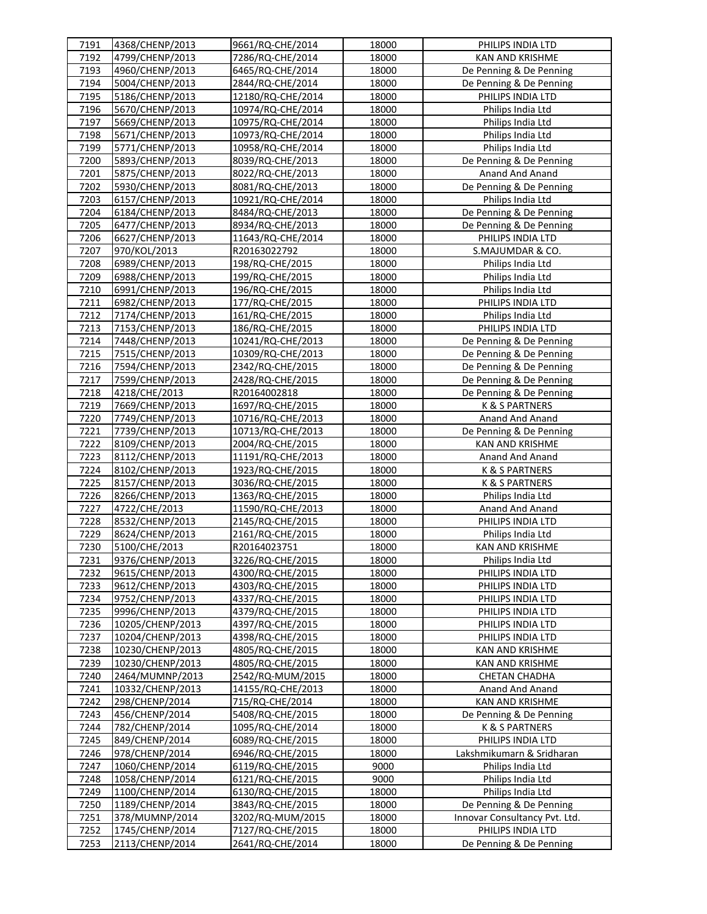| | | | | |
|---|---|---|---|---|
| 7191 | 4368/CHENP/2013 | 9661/RQ-CHE/2014 | 18000 | PHILIPS INDIA LTD |
| 7192 | 4799/CHENP/2013 | 7286/RQ-CHE/2014 | 18000 | KAN AND KRISHME |
| 7193 | 4960/CHENP/2013 | 6465/RQ-CHE/2014 | 18000 | De Penning & De Penning |
| 7194 | 5004/CHENP/2013 | 2844/RQ-CHE/2014 | 18000 | De Penning & De Penning |
| 7195 | 5186/CHENP/2013 | 12180/RQ-CHE/2014 | 18000 | PHILIPS INDIA LTD |
| 7196 | 5670/CHENP/2013 | 10974/RQ-CHE/2014 | 18000 | Philips India Ltd |
| 7197 | 5669/CHENP/2013 | 10975/RQ-CHE/2014 | 18000 | Philips India Ltd |
| 7198 | 5671/CHENP/2013 | 10973/RQ-CHE/2014 | 18000 | Philips India Ltd |
| 7199 | 5771/CHENP/2013 | 10958/RQ-CHE/2014 | 18000 | Philips India Ltd |
| 7200 | 5893/CHENP/2013 | 8039/RQ-CHE/2013 | 18000 | De Penning & De Penning |
| 7201 | 5875/CHENP/2013 | 8022/RQ-CHE/2013 | 18000 | Anand And Anand |
| 7202 | 5930/CHENP/2013 | 8081/RQ-CHE/2013 | 18000 | De Penning & De Penning |
| 7203 | 6157/CHENP/2013 | 10921/RQ-CHE/2014 | 18000 | Philips India Ltd |
| 7204 | 6184/CHENP/2013 | 8484/RQ-CHE/2013 | 18000 | De Penning & De Penning |
| 7205 | 6477/CHENP/2013 | 8934/RQ-CHE/2013 | 18000 | De Penning & De Penning |
| 7206 | 6627/CHENP/2013 | 11643/RQ-CHE/2014 | 18000 | PHILIPS INDIA LTD |
| 7207 | 970/KOL/2013 | R20163022792 | 18000 | S.MAJUMDAR & CO. |
| 7208 | 6989/CHENP/2013 | 198/RQ-CHE/2015 | 18000 | Philips India Ltd |
| 7209 | 6988/CHENP/2013 | 199/RQ-CHE/2015 | 18000 | Philips India Ltd |
| 7210 | 6991/CHENP/2013 | 196/RQ-CHE/2015 | 18000 | Philips India Ltd |
| 7211 | 6982/CHENP/2013 | 177/RQ-CHE/2015 | 18000 | PHILIPS INDIA LTD |
| 7212 | 7174/CHENP/2013 | 161/RQ-CHE/2015 | 18000 | Philips India Ltd |
| 7213 | 7153/CHENP/2013 | 186/RQ-CHE/2015 | 18000 | PHILIPS INDIA LTD |
| 7214 | 7448/CHENP/2013 | 10241/RQ-CHE/2013 | 18000 | De Penning & De Penning |
| 7215 | 7515/CHENP/2013 | 10309/RQ-CHE/2013 | 18000 | De Penning & De Penning |
| 7216 | 7594/CHENP/2013 | 2342/RQ-CHE/2015 | 18000 | De Penning & De Penning |
| 7217 | 7599/CHENP/2013 | 2428/RQ-CHE/2015 | 18000 | De Penning & De Penning |
| 7218 | 4218/CHE/2013 | R20164002818 | 18000 | De Penning & De Penning |
| 7219 | 7669/CHENP/2013 | 1697/RQ-CHE/2015 | 18000 | K & S PARTNERS |
| 7220 | 7749/CHENP/2013 | 10716/RQ-CHE/2013 | 18000 | Anand And Anand |
| 7221 | 7739/CHENP/2013 | 10713/RQ-CHE/2013 | 18000 | De Penning & De Penning |
| 7222 | 8109/CHENP/2013 | 2004/RQ-CHE/2015 | 18000 | KAN AND KRISHME |
| 7223 | 8112/CHENP/2013 | 11191/RQ-CHE/2013 | 18000 | Anand And Anand |
| 7224 | 8102/CHENP/2013 | 1923/RQ-CHE/2015 | 18000 | K & S PARTNERS |
| 7225 | 8157/CHENP/2013 | 3036/RQ-CHE/2015 | 18000 | K & S PARTNERS |
| 7226 | 8266/CHENP/2013 | 1363/RQ-CHE/2015 | 18000 | Philips India Ltd |
| 7227 | 4722/CHE/2013 | 11590/RQ-CHE/2013 | 18000 | Anand And Anand |
| 7228 | 8532/CHENP/2013 | 2145/RQ-CHE/2015 | 18000 | PHILIPS INDIA LTD |
| 7229 | 8624/CHENP/2013 | 2161/RQ-CHE/2015 | 18000 | Philips India Ltd |
| 7230 | 5100/CHE/2013 | R20164023751 | 18000 | KAN AND KRISHME |
| 7231 | 9376/CHENP/2013 | 3226/RQ-CHE/2015 | 18000 | Philips India Ltd |
| 7232 | 9615/CHENP/2013 | 4300/RQ-CHE/2015 | 18000 | PHILIPS INDIA LTD |
| 7233 | 9612/CHENP/2013 | 4303/RQ-CHE/2015 | 18000 | PHILIPS INDIA LTD |
| 7234 | 9752/CHENP/2013 | 4337/RQ-CHE/2015 | 18000 | PHILIPS INDIA LTD |
| 7235 | 9996/CHENP/2013 | 4379/RQ-CHE/2015 | 18000 | PHILIPS INDIA LTD |
| 7236 | 10205/CHENP/2013 | 4397/RQ-CHE/2015 | 18000 | PHILIPS INDIA LTD |
| 7237 | 10204/CHENP/2013 | 4398/RQ-CHE/2015 | 18000 | PHILIPS INDIA LTD |
| 7238 | 10230/CHENP/2013 | 4805/RQ-CHE/2015 | 18000 | KAN AND KRISHME |
| 7239 | 10230/CHENP/2013 | 4805/RQ-CHE/2015 | 18000 | KAN AND KRISHME |
| 7240 | 2464/MUMNP/2013 | 2542/RQ-MUM/2015 | 18000 | CHETAN CHADHA |
| 7241 | 10332/CHENP/2013 | 14155/RQ-CHE/2013 | 18000 | Anand And Anand |
| 7242 | 298/CHENP/2014 | 715/RQ-CHE/2014 | 18000 | KAN AND KRISHME |
| 7243 | 456/CHENP/2014 | 5408/RQ-CHE/2015 | 18000 | De Penning & De Penning |
| 7244 | 782/CHENP/2014 | 1095/RQ-CHE/2014 | 18000 | K & S PARTNERS |
| 7245 | 849/CHENP/2014 | 6089/RQ-CHE/2015 | 18000 | PHILIPS INDIA LTD |
| 7246 | 978/CHENP/2014 | 6946/RQ-CHE/2015 | 18000 | Lakshmikumarn & Sridharan |
| 7247 | 1060/CHENP/2014 | 6119/RQ-CHE/2015 | 9000 | Philips India Ltd |
| 7248 | 1058/CHENP/2014 | 6121/RQ-CHE/2015 | 9000 | Philips India Ltd |
| 7249 | 1100/CHENP/2014 | 6130/RQ-CHE/2015 | 18000 | Philips India Ltd |
| 7250 | 1189/CHENP/2014 | 3843/RQ-CHE/2015 | 18000 | De Penning & De Penning |
| 7251 | 378/MUMNP/2014 | 3202/RQ-MUM/2015 | 18000 | Innovar Consultancy Pvt. Ltd. |
| 7252 | 1745/CHENP/2014 | 7127/RQ-CHE/2015 | 18000 | PHILIPS INDIA LTD |
| 7253 | 2113/CHENP/2014 | 2641/RQ-CHE/2014 | 18000 | De Penning & De Penning |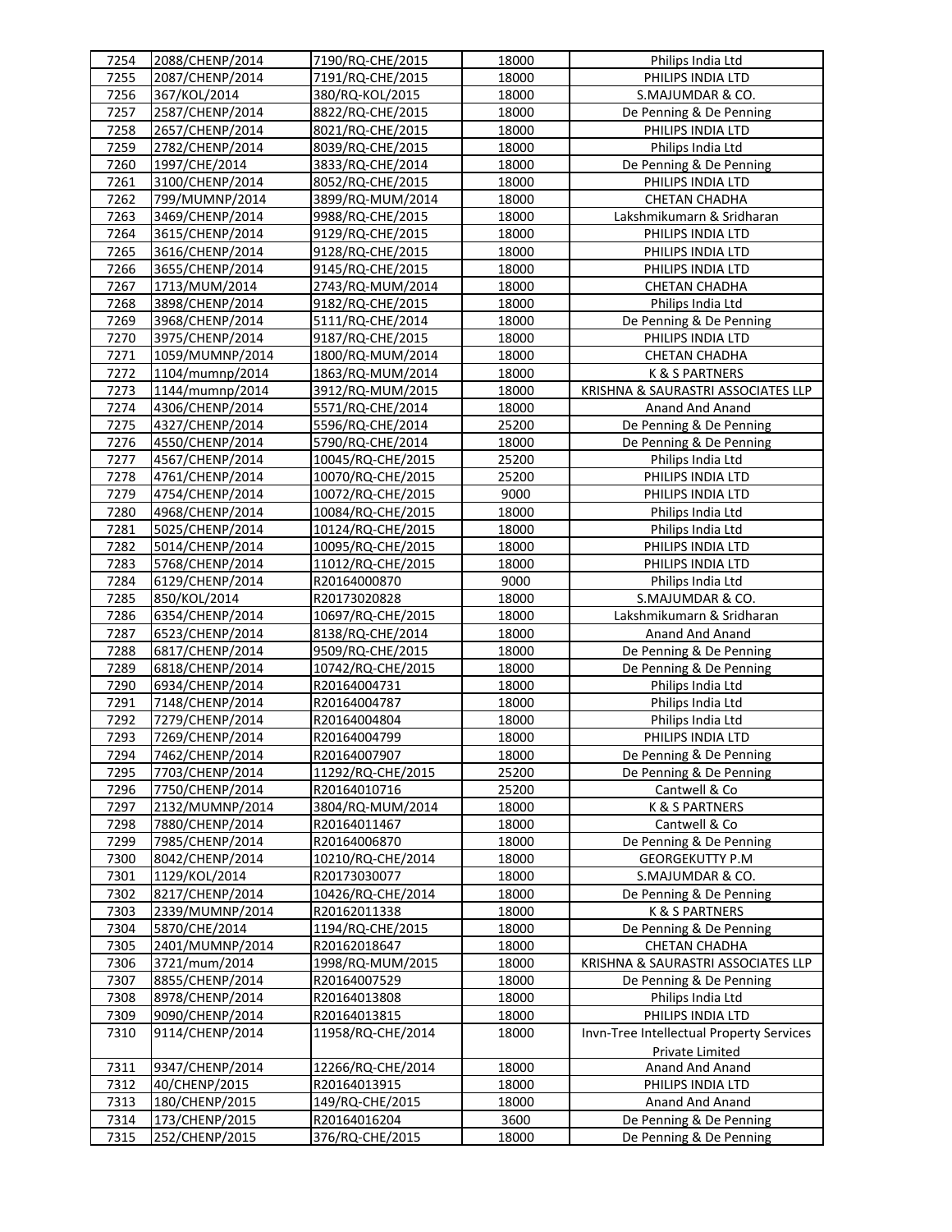| | | | | |
|---|---|---|---|---|
| 7254 | 2088/CHENP/2014 | 7190/RQ-CHE/2015 | 18000 | Philips India Ltd |
| 7255 | 2087/CHENP/2014 | 7191/RQ-CHE/2015 | 18000 | PHILIPS INDIA LTD |
| 7256 | 367/KOL/2014 | 380/RQ-KOL/2015 | 18000 | S.MAJUMDAR & CO. |
| 7257 | 2587/CHENP/2014 | 8822/RQ-CHE/2015 | 18000 | De Penning & De Penning |
| 7258 | 2657/CHENP/2014 | 8021/RQ-CHE/2015 | 18000 | PHILIPS INDIA LTD |
| 7259 | 2782/CHENP/2014 | 8039/RQ-CHE/2015 | 18000 | Philips India Ltd |
| 7260 | 1997/CHE/2014 | 3833/RQ-CHE/2014 | 18000 | De Penning & De Penning |
| 7261 | 3100/CHENP/2014 | 8052/RQ-CHE/2015 | 18000 | PHILIPS INDIA LTD |
| 7262 | 799/MUMNP/2014 | 3899/RQ-MUM/2014 | 18000 | CHETAN CHADHA |
| 7263 | 3469/CHENP/2014 | 9988/RQ-CHE/2015 | 18000 | Lakshmikumarn & Sridharan |
| 7264 | 3615/CHENP/2014 | 9129/RQ-CHE/2015 | 18000 | PHILIPS INDIA LTD |
| 7265 | 3616/CHENP/2014 | 9128/RQ-CHE/2015 | 18000 | PHILIPS INDIA LTD |
| 7266 | 3655/CHENP/2014 | 9145/RQ-CHE/2015 | 18000 | PHILIPS INDIA LTD |
| 7267 | 1713/MUM/2014 | 2743/RQ-MUM/2014 | 18000 | CHETAN CHADHA |
| 7268 | 3898/CHENP/2014 | 9182/RQ-CHE/2015 | 18000 | Philips India Ltd |
| 7269 | 3968/CHENP/2014 | 5111/RQ-CHE/2014 | 18000 | De Penning & De Penning |
| 7270 | 3975/CHENP/2014 | 9187/RQ-CHE/2015 | 18000 | PHILIPS INDIA LTD |
| 7271 | 1059/MUMNP/2014 | 1800/RQ-MUM/2014 | 18000 | CHETAN CHADHA |
| 7272 | 1104/mumnp/2014 | 1863/RQ-MUM/2014 | 18000 | K & S PARTNERS |
| 7273 | 1144/mumnp/2014 | 3912/RQ-MUM/2015 | 18000 | KRISHNA & SAURASTRI ASSOCIATES LLP |
| 7274 | 4306/CHENP/2014 | 5571/RQ-CHE/2014 | 18000 | Anand And Anand |
| 7275 | 4327/CHENP/2014 | 5596/RQ-CHE/2014 | 25200 | De Penning & De Penning |
| 7276 | 4550/CHENP/2014 | 5790/RQ-CHE/2014 | 18000 | De Penning & De Penning |
| 7277 | 4567/CHENP/2014 | 10045/RQ-CHE/2015 | 25200 | Philips India Ltd |
| 7278 | 4761/CHENP/2014 | 10070/RQ-CHE/2015 | 25200 | PHILIPS INDIA LTD |
| 7279 | 4754/CHENP/2014 | 10072/RQ-CHE/2015 | 9000 | PHILIPS INDIA LTD |
| 7280 | 4968/CHENP/2014 | 10084/RQ-CHE/2015 | 18000 | Philips India Ltd |
| 7281 | 5025/CHENP/2014 | 10124/RQ-CHE/2015 | 18000 | Philips India Ltd |
| 7282 | 5014/CHENP/2014 | 10095/RQ-CHE/2015 | 18000 | PHILIPS INDIA LTD |
| 7283 | 5768/CHENP/2014 | 11012/RQ-CHE/2015 | 18000 | PHILIPS INDIA LTD |
| 7284 | 6129/CHENP/2014 | R20164000870 | 9000 | Philips India Ltd |
| 7285 | 850/KOL/2014 | R20173020828 | 18000 | S.MAJUMDAR & CO. |
| 7286 | 6354/CHENP/2014 | 10697/RQ-CHE/2015 | 18000 | Lakshmikumarn & Sridharan |
| 7287 | 6523/CHENP/2014 | 8138/RQ-CHE/2014 | 18000 | Anand And Anand |
| 7288 | 6817/CHENP/2014 | 9509/RQ-CHE/2015 | 18000 | De Penning & De Penning |
| 7289 | 6818/CHENP/2014 | 10742/RQ-CHE/2015 | 18000 | De Penning & De Penning |
| 7290 | 6934/CHENP/2014 | R20164004731 | 18000 | Philips India Ltd |
| 7291 | 7148/CHENP/2014 | R20164004787 | 18000 | Philips India Ltd |
| 7292 | 7279/CHENP/2014 | R20164004804 | 18000 | Philips India Ltd |
| 7293 | 7269/CHENP/2014 | R20164004799 | 18000 | PHILIPS INDIA LTD |
| 7294 | 7462/CHENP/2014 | R20164007907 | 18000 | De Penning & De Penning |
| 7295 | 7703/CHENP/2014 | 11292/RQ-CHE/2015 | 25200 | De Penning & De Penning |
| 7296 | 7750/CHENP/2014 | R20164010716 | 25200 | Cantwell & Co |
| 7297 | 2132/MUMNP/2014 | 3804/RQ-MUM/2014 | 18000 | K & S PARTNERS |
| 7298 | 7880/CHENP/2014 | R20164011467 | 18000 | Cantwell & Co |
| 7299 | 7985/CHENP/2014 | R20164006870 | 18000 | De Penning & De Penning |
| 7300 | 8042/CHENP/2014 | 10210/RQ-CHE/2014 | 18000 | GEORGEKUTTY P.M |
| 7301 | 1129/KOL/2014 | R20173030077 | 18000 | S.MAJUMDAR & CO. |
| 7302 | 8217/CHENP/2014 | 10426/RQ-CHE/2014 | 18000 | De Penning & De Penning |
| 7303 | 2339/MUMNP/2014 | R20162011338 | 18000 | K & S PARTNERS |
| 7304 | 5870/CHE/2014 | 1194/RQ-CHE/2015 | 18000 | De Penning & De Penning |
| 7305 | 2401/MUMNP/2014 | R20162018647 | 18000 | CHETAN CHADHA |
| 7306 | 3721/mum/2014 | 1998/RQ-MUM/2015 | 18000 | KRISHNA & SAURASTRI ASSOCIATES LLP |
| 7307 | 8855/CHENP/2014 | R20164007529 | 18000 | De Penning & De Penning |
| 7308 | 8978/CHENP/2014 | R20164013808 | 18000 | Philips India Ltd |
| 7309 | 9090/CHENP/2014 | R20164013815 | 18000 | PHILIPS INDIA LTD |
| 7310 | 9114/CHENP/2014 | 11958/RQ-CHE/2014 | 18000 | Invn-Tree Intellectual Property Services Private Limited |
| 7311 | 9347/CHENP/2014 | 12266/RQ-CHE/2014 | 18000 | Anand And Anand |
| 7312 | 40/CHENP/2015 | R20164013915 | 18000 | PHILIPS INDIA LTD |
| 7313 | 180/CHENP/2015 | 149/RQ-CHE/2015 | 18000 | Anand And Anand |
| 7314 | 173/CHENP/2015 | R20164016204 | 3600 | De Penning & De Penning |
| 7315 | 252/CHENP/2015 | 376/RQ-CHE/2015 | 18000 | De Penning & De Penning |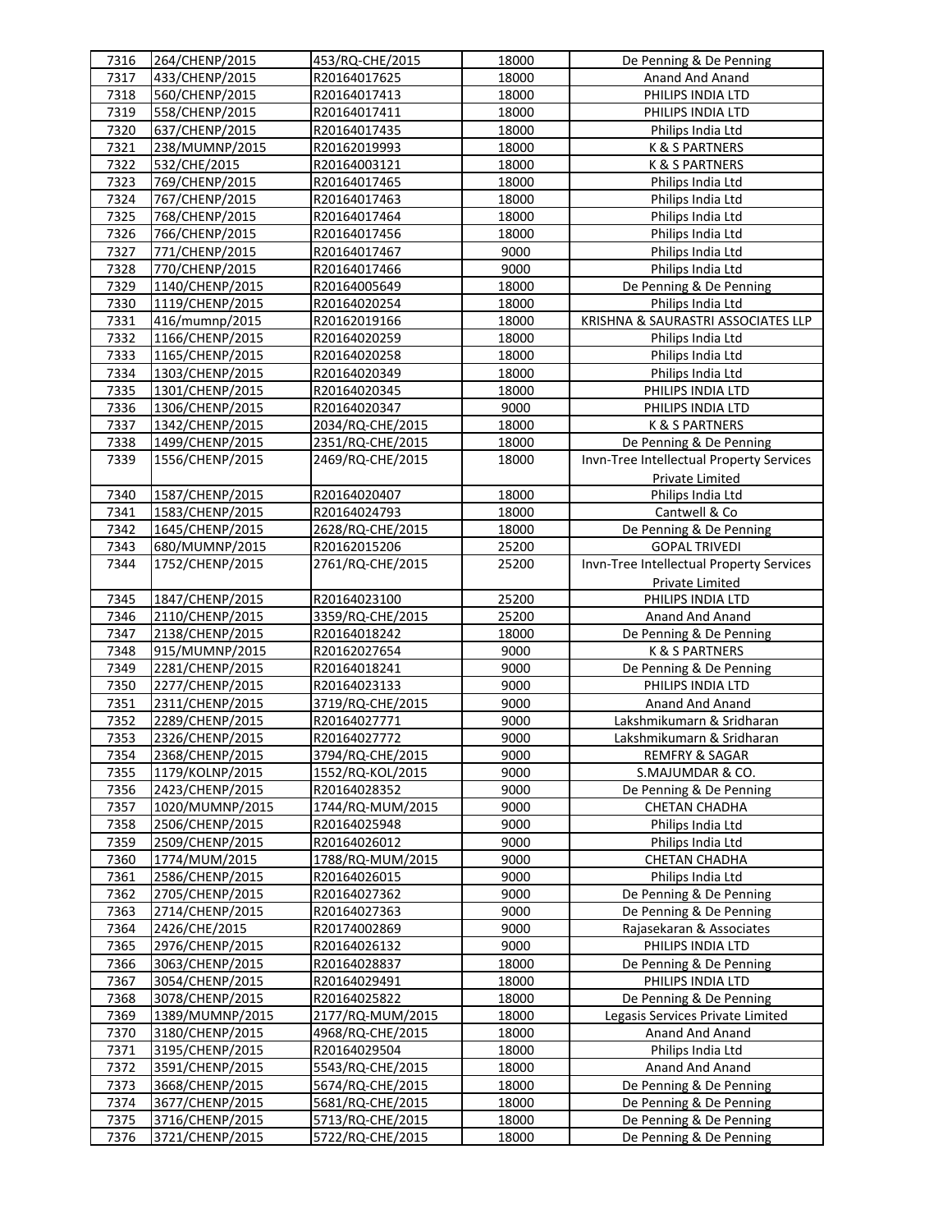| 7316 | 264/CHENP/2015 | 453/RQ-CHE/2015 | 18000 | De Penning & De Penning |
|---|---|---|---|---|
| 7317 | 433/CHENP/2015 | R20164017625 | 18000 | Anand And Anand |
| 7318 | 560/CHENP/2015 | R20164017413 | 18000 | PHILIPS INDIA LTD |
| 7319 | 558/CHENP/2015 | R20164017411 | 18000 | PHILIPS INDIA LTD |
| 7320 | 637/CHENP/2015 | R20164017435 | 18000 | Philips India Ltd |
| 7321 | 238/MUMNP/2015 | R20162019993 | 18000 | K & S PARTNERS |
| 7322 | 532/CHE/2015 | R20164003121 | 18000 | K & S PARTNERS |
| 7323 | 769/CHENP/2015 | R20164017465 | 18000 | Philips India Ltd |
| 7324 | 767/CHENP/2015 | R20164017463 | 18000 | Philips India Ltd |
| 7325 | 768/CHENP/2015 | R20164017464 | 18000 | Philips India Ltd |
| 7326 | 766/CHENP/2015 | R20164017456 | 18000 | Philips India Ltd |
| 7327 | 771/CHENP/2015 | R20164017467 | 9000 | Philips India Ltd |
| 7328 | 770/CHENP/2015 | R20164017466 | 9000 | Philips India Ltd |
| 7329 | 1140/CHENP/2015 | R20164005649 | 18000 | De Penning & De Penning |
| 7330 | 1119/CHENP/2015 | R20164020254 | 18000 | Philips India Ltd |
| 7331 | 416/mumnp/2015 | R20162019166 | 18000 | KRISHNA & SAURASTRI ASSOCIATES LLP |
| 7332 | 1166/CHENP/2015 | R20164020259 | 18000 | Philips India Ltd |
| 7333 | 1165/CHENP/2015 | R20164020258 | 18000 | Philips India Ltd |
| 7334 | 1303/CHENP/2015 | R20164020349 | 18000 | Philips India Ltd |
| 7335 | 1301/CHENP/2015 | R20164020345 | 18000 | PHILIPS INDIA LTD |
| 7336 | 1306/CHENP/2015 | R20164020347 | 9000 | PHILIPS INDIA LTD |
| 7337 | 1342/CHENP/2015 | 2034/RQ-CHE/2015 | 18000 | K & S PARTNERS |
| 7338 | 1499/CHENP/2015 | 2351/RQ-CHE/2015 | 18000 | De Penning & De Penning |
| 7339 | 1556/CHENP/2015 | 2469/RQ-CHE/2015 | 18000 | Invn-Tree Intellectual Property Services Private Limited |
| 7340 | 1587/CHENP/2015 | R20164020407 | 18000 | Philips India Ltd |
| 7341 | 1583/CHENP/2015 | R20164024793 | 18000 | Cantwell & Co |
| 7342 | 1645/CHENP/2015 | 2628/RQ-CHE/2015 | 18000 | De Penning & De Penning |
| 7343 | 680/MUMNP/2015 | R20162015206 | 25200 | GOPAL TRIVEDI |
| 7344 | 1752/CHENP/2015 | 2761/RQ-CHE/2015 | 25200 | Invn-Tree Intellectual Property Services Private Limited |
| 7345 | 1847/CHENP/2015 | R20164023100 | 25200 | PHILIPS INDIA LTD |
| 7346 | 2110/CHENP/2015 | 3359/RQ-CHE/2015 | 25200 | Anand And Anand |
| 7347 | 2138/CHENP/2015 | R20164018242 | 18000 | De Penning & De Penning |
| 7348 | 915/MUMNP/2015 | R20162027654 | 9000 | K & S PARTNERS |
| 7349 | 2281/CHENP/2015 | R20164018241 | 9000 | De Penning & De Penning |
| 7350 | 2277/CHENP/2015 | R20164023133 | 9000 | PHILIPS INDIA LTD |
| 7351 | 2311/CHENP/2015 | 3719/RQ-CHE/2015 | 9000 | Anand And Anand |
| 7352 | 2289/CHENP/2015 | R20164027771 | 9000 | Lakshmikumarn & Sridharan |
| 7353 | 2326/CHENP/2015 | R20164027772 | 9000 | Lakshmikumarn & Sridharan |
| 7354 | 2368/CHENP/2015 | 3794/RQ-CHE/2015 | 9000 | REMFRY & SAGAR |
| 7355 | 1179/KOLNP/2015 | 1552/RQ-KOL/2015 | 9000 | S.MAJUMDAR & CO. |
| 7356 | 2423/CHENP/2015 | R20164028352 | 9000 | De Penning & De Penning |
| 7357 | 1020/MUMNP/2015 | 1744/RQ-MUM/2015 | 9000 | CHETAN CHADHA |
| 7358 | 2506/CHENP/2015 | R20164025948 | 9000 | Philips India Ltd |
| 7359 | 2509/CHENP/2015 | R20164026012 | 9000 | Philips India Ltd |
| 7360 | 1774/MUM/2015 | 1788/RQ-MUM/2015 | 9000 | CHETAN CHADHA |
| 7361 | 2586/CHENP/2015 | R20164026015 | 9000 | Philips India Ltd |
| 7362 | 2705/CHENP/2015 | R20164027362 | 9000 | De Penning & De Penning |
| 7363 | 2714/CHENP/2015 | R20164027363 | 9000 | De Penning & De Penning |
| 7364 | 2426/CHE/2015 | R20174002869 | 9000 | Rajasekaran & Associates |
| 7365 | 2976/CHENP/2015 | R20164026132 | 9000 | PHILIPS INDIA LTD |
| 7366 | 3063/CHENP/2015 | R20164028837 | 18000 | De Penning & De Penning |
| 7367 | 3054/CHENP/2015 | R20164029491 | 18000 | PHILIPS INDIA LTD |
| 7368 | 3078/CHENP/2015 | R20164025822 | 18000 | De Penning & De Penning |
| 7369 | 1389/MUMNP/2015 | 2177/RQ-MUM/2015 | 18000 | Legasis Services Private Limited |
| 7370 | 3180/CHENP/2015 | 4968/RQ-CHE/2015 | 18000 | Anand And Anand |
| 7371 | 3195/CHENP/2015 | R20164029504 | 18000 | Philips India Ltd |
| 7372 | 3591/CHENP/2015 | 5543/RQ-CHE/2015 | 18000 | Anand And Anand |
| 7373 | 3668/CHENP/2015 | 5674/RQ-CHE/2015 | 18000 | De Penning & De Penning |
| 7374 | 3677/CHENP/2015 | 5681/RQ-CHE/2015 | 18000 | De Penning & De Penning |
| 7375 | 3716/CHENP/2015 | 5713/RQ-CHE/2015 | 18000 | De Penning & De Penning |
| 7376 | 3721/CHENP/2015 | 5722/RQ-CHE/2015 | 18000 | De Penning & De Penning |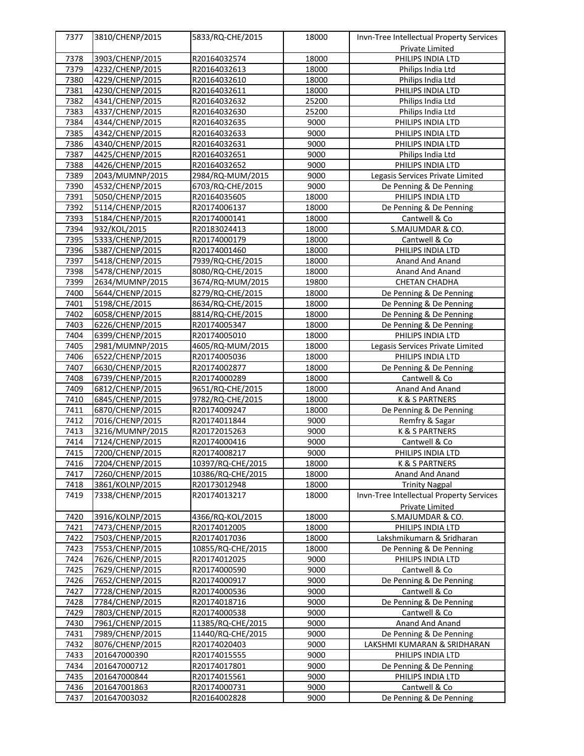| 7377 | 3810/CHENP/2015 | 5833/RQ-CHE/2015 | 18000 | Invn-Tree Intellectual Property Services Private Limited |
|---|---|---|---|---|
| 7378 | 3903/CHENP/2015 | R20164032574 | 18000 | PHILIPS INDIA LTD |
| 7379 | 4232/CHENP/2015 | R20164032613 | 18000 | Philips India Ltd |
| 7380 | 4229/CHENP/2015 | R20164032610 | 18000 | Philips India Ltd |
| 7381 | 4230/CHENP/2015 | R20164032611 | 18000 | PHILIPS INDIA LTD |
| 7382 | 4341/CHENP/2015 | R20164032632 | 25200 | Philips India Ltd |
| 7383 | 4337/CHENP/2015 | R20164032630 | 25200 | Philips India Ltd |
| 7384 | 4344/CHENP/2015 | R20164032635 | 9000 | PHILIPS INDIA LTD |
| 7385 | 4342/CHENP/2015 | R20164032633 | 9000 | PHILIPS INDIA LTD |
| 7386 | 4340/CHENP/2015 | R20164032631 | 9000 | PHILIPS INDIA LTD |
| 7387 | 4425/CHENP/2015 | R20164032651 | 9000 | Philips India Ltd |
| 7388 | 4426/CHENP/2015 | R20164032652 | 9000 | PHILIPS INDIA LTD |
| 7389 | 2043/MUMNP/2015 | 2984/RQ-MUM/2015 | 9000 | Legasis Services Private Limited |
| 7390 | 4532/CHENP/2015 | 6703/RQ-CHE/2015 | 9000 | De Penning & De Penning |
| 7391 | 5050/CHENP/2015 | R20164035605 | 18000 | PHILIPS INDIA LTD |
| 7392 | 5114/CHENP/2015 | R20174006137 | 18000 | De Penning & De Penning |
| 7393 | 5184/CHENP/2015 | R20174000141 | 18000 | Cantwell & Co |
| 7394 | 932/KOL/2015 | R20183024413 | 18000 | S.MAJUMDAR & CO. |
| 7395 | 5333/CHENP/2015 | R20174000179 | 18000 | Cantwell & Co |
| 7396 | 5387/CHENP/2015 | R20174001460 | 18000 | PHILIPS INDIA LTD |
| 7397 | 5418/CHENP/2015 | 7939/RQ-CHE/2015 | 18000 | Anand And Anand |
| 7398 | 5478/CHENP/2015 | 8080/RQ-CHE/2015 | 18000 | Anand And Anand |
| 7399 | 2634/MUMNP/2015 | 3674/RQ-MUM/2015 | 19800 | CHETAN CHADHA |
| 7400 | 5644/CHENP/2015 | 8279/RQ-CHE/2015 | 18000 | De Penning & De Penning |
| 7401 | 5198/CHE/2015 | 8634/RQ-CHE/2015 | 18000 | De Penning & De Penning |
| 7402 | 6058/CHENP/2015 | 8814/RQ-CHE/2015 | 18000 | De Penning & De Penning |
| 7403 | 6226/CHENP/2015 | R20174005347 | 18000 | De Penning & De Penning |
| 7404 | 6399/CHENP/2015 | R20174005010 | 18000 | PHILIPS INDIA LTD |
| 7405 | 2981/MUMNP/2015 | 4605/RQ-MUM/2015 | 18000 | Legasis Services Private Limited |
| 7406 | 6522/CHENP/2015 | R20174005036 | 18000 | PHILIPS INDIA LTD |
| 7407 | 6630/CHENP/2015 | R20174002877 | 18000 | De Penning & De Penning |
| 7408 | 6739/CHENP/2015 | R20174000289 | 18000 | Cantwell & Co |
| 7409 | 6812/CHENP/2015 | 9651/RQ-CHE/2015 | 18000 | Anand And Anand |
| 7410 | 6845/CHENP/2015 | 9782/RQ-CHE/2015 | 18000 | K & S PARTNERS |
| 7411 | 6870/CHENP/2015 | R20174009247 | 18000 | De Penning & De Penning |
| 7412 | 7016/CHENP/2015 | R20174011844 | 9000 | Remfry & Sagar |
| 7413 | 3216/MUMNP/2015 | R20172015263 | 9000 | K & S PARTNERS |
| 7414 | 7124/CHENP/2015 | R20174000416 | 9000 | Cantwell & Co |
| 7415 | 7200/CHENP/2015 | R20174008217 | 9000 | PHILIPS INDIA LTD |
| 7416 | 7204/CHENP/2015 | 10397/RQ-CHE/2015 | 18000 | K & S PARTNERS |
| 7417 | 7260/CHENP/2015 | 10386/RQ-CHE/2015 | 18000 | Anand And Anand |
| 7418 | 3861/KOLNP/2015 | R20173012948 | 18000 | Trinity Nagpal |
| 7419 | 7338/CHENP/2015 | R20174013217 | 18000 | Invn-Tree Intellectual Property Services Private Limited |
| 7420 | 3916/KOLNP/2015 | 4366/RQ-KOL/2015 | 18000 | S.MAJUMDAR & CO. |
| 7421 | 7473/CHENP/2015 | R20174012005 | 18000 | PHILIPS INDIA LTD |
| 7422 | 7503/CHENP/2015 | R20174017036 | 18000 | Lakshmikumarn & Sridharan |
| 7423 | 7553/CHENP/2015 | 10855/RQ-CHE/2015 | 18000 | De Penning & De Penning |
| 7424 | 7626/CHENP/2015 | R20174012025 | 9000 | PHILIPS INDIA LTD |
| 7425 | 7629/CHENP/2015 | R20174000590 | 9000 | Cantwell & Co |
| 7426 | 7652/CHENP/2015 | R20174000917 | 9000 | De Penning & De Penning |
| 7427 | 7728/CHENP/2015 | R20174000536 | 9000 | Cantwell & Co |
| 7428 | 7784/CHENP/2015 | R20174018716 | 9000 | De Penning & De Penning |
| 7429 | 7803/CHENP/2015 | R20174000538 | 9000 | Cantwell & Co |
| 7430 | 7961/CHENP/2015 | 11385/RQ-CHE/2015 | 9000 | Anand And Anand |
| 7431 | 7989/CHENP/2015 | 11440/RQ-CHE/2015 | 9000 | De Penning & De Penning |
| 7432 | 8076/CHENP/2015 | R20174020403 | 9000 | LAKSHMI KUMARAN & SRIDHARAN |
| 7433 | 201647000390 | R20174015555 | 9000 | PHILIPS INDIA LTD |
| 7434 | 201647000712 | R20174017801 | 9000 | De Penning & De Penning |
| 7435 | 201647000844 | R20174015561 | 9000 | PHILIPS INDIA LTD |
| 7436 | 201647001863 | R20174000731 | 9000 | Cantwell & Co |
| 7437 | 201647003032 | R20164002828 | 9000 | De Penning & De Penning |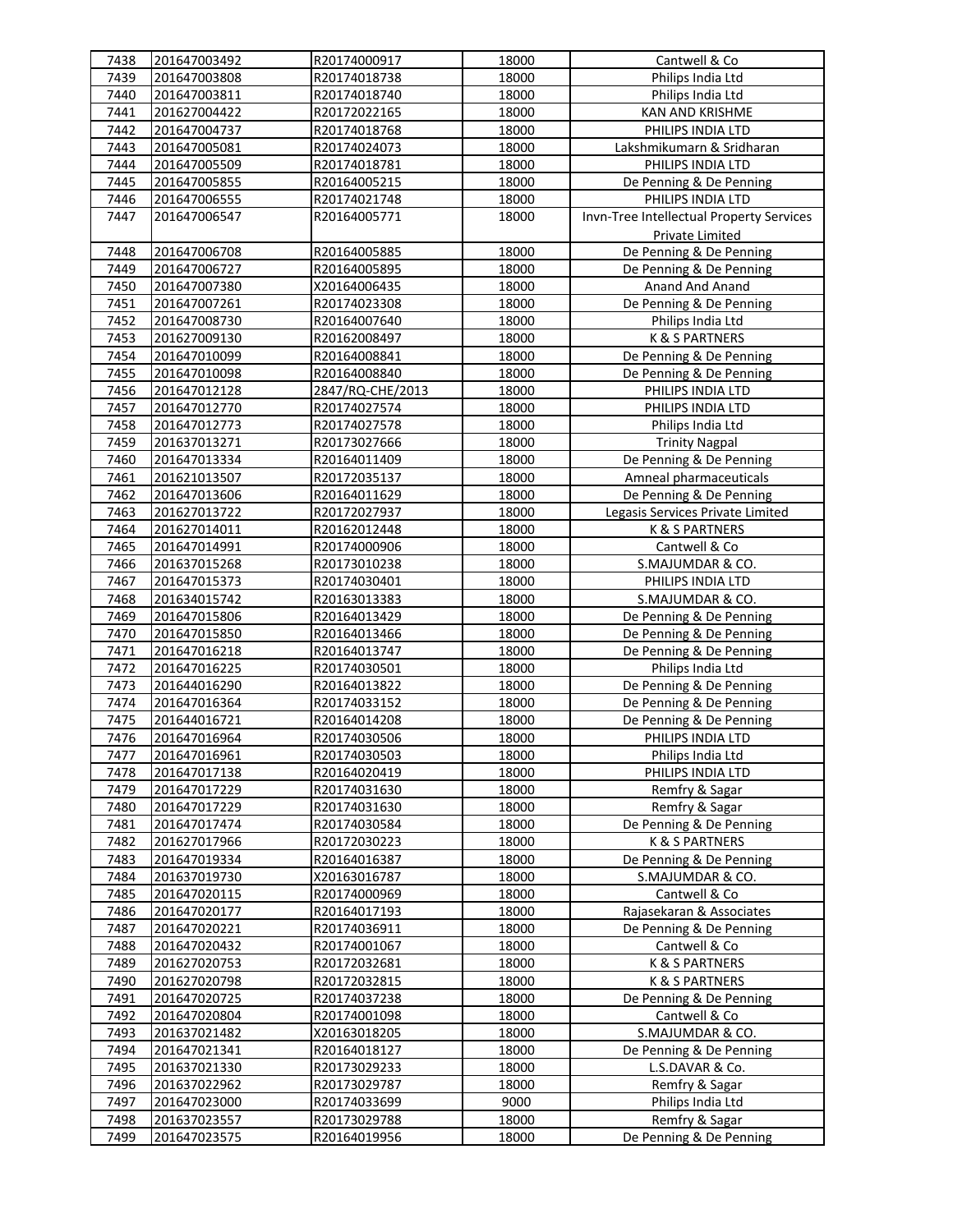| 7438 | 201647003492 | R20174000917 | 18000 | Cantwell & Co |
|---|---|---|---|---|
| 7439 | 201647003808 | R20174018738 | 18000 | Philips India Ltd |
| 7440 | 201647003811 | R20174018740 | 18000 | Philips India Ltd |
| 7441 | 201627004422 | R20172022165 | 18000 | KAN AND KRISHME |
| 7442 | 201647004737 | R20174018768 | 18000 | PHILIPS INDIA LTD |
| 7443 | 201647005081 | R20174024073 | 18000 | Lakshmikumarn & Sridharan |
| 7444 | 201647005509 | R20174018781 | 18000 | PHILIPS INDIA LTD |
| 7445 | 201647005855 | R20164005215 | 18000 | De Penning & De Penning |
| 7446 | 201647006555 | R20174021748 | 18000 | PHILIPS INDIA LTD |
| 7447 | 201647006547 | R20164005771 | 18000 | Invn-Tree Intellectual Property Services Private Limited |
| 7448 | 201647006708 | R20164005885 | 18000 | De Penning & De Penning |
| 7449 | 201647006727 | R20164005895 | 18000 | De Penning & De Penning |
| 7450 | 201647007380 | X20164006435 | 18000 | Anand And Anand |
| 7451 | 201647007261 | R20174023308 | 18000 | De Penning & De Penning |
| 7452 | 201647008730 | R20164007640 | 18000 | Philips India Ltd |
| 7453 | 201627009130 | R20162008497 | 18000 | K & S PARTNERS |
| 7454 | 201647010099 | R20164008841 | 18000 | De Penning & De Penning |
| 7455 | 201647010098 | R20164008840 | 18000 | De Penning & De Penning |
| 7456 | 201647012128 | 2847/RQ-CHE/2013 | 18000 | PHILIPS INDIA LTD |
| 7457 | 201647012770 | R20174027574 | 18000 | PHILIPS INDIA LTD |
| 7458 | 201647012773 | R20174027578 | 18000 | Philips India Ltd |
| 7459 | 201637013271 | R20173027666 | 18000 | Trinity Nagpal |
| 7460 | 201647013334 | R20164011409 | 18000 | De Penning & De Penning |
| 7461 | 201621013507 | R20172035137 | 18000 | Amneal pharmaceuticals |
| 7462 | 201647013606 | R20164011629 | 18000 | De Penning & De Penning |
| 7463 | 201627013722 | R20172027937 | 18000 | Legasis Services Private Limited |
| 7464 | 201627014011 | R20162012448 | 18000 | K & S PARTNERS |
| 7465 | 201647014991 | R20174000906 | 18000 | Cantwell & Co |
| 7466 | 201637015268 | R20173010238 | 18000 | S.MAJUMDAR & CO. |
| 7467 | 201647015373 | R20174030401 | 18000 | PHILIPS INDIA LTD |
| 7468 | 201634015742 | R20163013383 | 18000 | S.MAJUMDAR & CO. |
| 7469 | 201647015806 | R20164013429 | 18000 | De Penning & De Penning |
| 7470 | 201647015850 | R20164013466 | 18000 | De Penning & De Penning |
| 7471 | 201647016218 | R20164013747 | 18000 | De Penning & De Penning |
| 7472 | 201647016225 | R20174030501 | 18000 | Philips India Ltd |
| 7473 | 201644016290 | R20164013822 | 18000 | De Penning & De Penning |
| 7474 | 201647016364 | R20174033152 | 18000 | De Penning & De Penning |
| 7475 | 201644016721 | R20164014208 | 18000 | De Penning & De Penning |
| 7476 | 201647016964 | R20174030506 | 18000 | PHILIPS INDIA LTD |
| 7477 | 201647016961 | R20174030503 | 18000 | Philips India Ltd |
| 7478 | 201647017138 | R20164020419 | 18000 | PHILIPS INDIA LTD |
| 7479 | 201647017229 | R20174031630 | 18000 | Remfry & Sagar |
| 7480 | 201647017229 | R20174031630 | 18000 | Remfry & Sagar |
| 7481 | 201647017474 | R20174030584 | 18000 | De Penning & De Penning |
| 7482 | 201627017966 | R20172030223 | 18000 | K & S PARTNERS |
| 7483 | 201647019334 | R20164016387 | 18000 | De Penning & De Penning |
| 7484 | 201637019730 | X20163016787 | 18000 | S.MAJUMDAR & CO. |
| 7485 | 201647020115 | R20174000969 | 18000 | Cantwell & Co |
| 7486 | 201647020177 | R20164017193 | 18000 | Rajasekaran & Associates |
| 7487 | 201647020221 | R20174036911 | 18000 | De Penning & De Penning |
| 7488 | 201647020432 | R20174001067 | 18000 | Cantwell & Co |
| 7489 | 201627020753 | R20172032681 | 18000 | K & S PARTNERS |
| 7490 | 201627020798 | R20172032815 | 18000 | K & S PARTNERS |
| 7491 | 201647020725 | R20174037238 | 18000 | De Penning & De Penning |
| 7492 | 201647020804 | R20174001098 | 18000 | Cantwell & Co |
| 7493 | 201637021482 | X20163018205 | 18000 | S.MAJUMDAR & CO. |
| 7494 | 201647021341 | R20164018127 | 18000 | De Penning & De Penning |
| 7495 | 201637021330 | R20173029233 | 18000 | L.S.DAVAR & Co. |
| 7496 | 201637022962 | R20173029787 | 18000 | Remfry & Sagar |
| 7497 | 201647023000 | R20174033699 | 9000 | Philips India Ltd |
| 7498 | 201637023557 | R20173029788 | 18000 | Remfry & Sagar |
| 7499 | 201647023575 | R20164019956 | 18000 | De Penning & De Penning |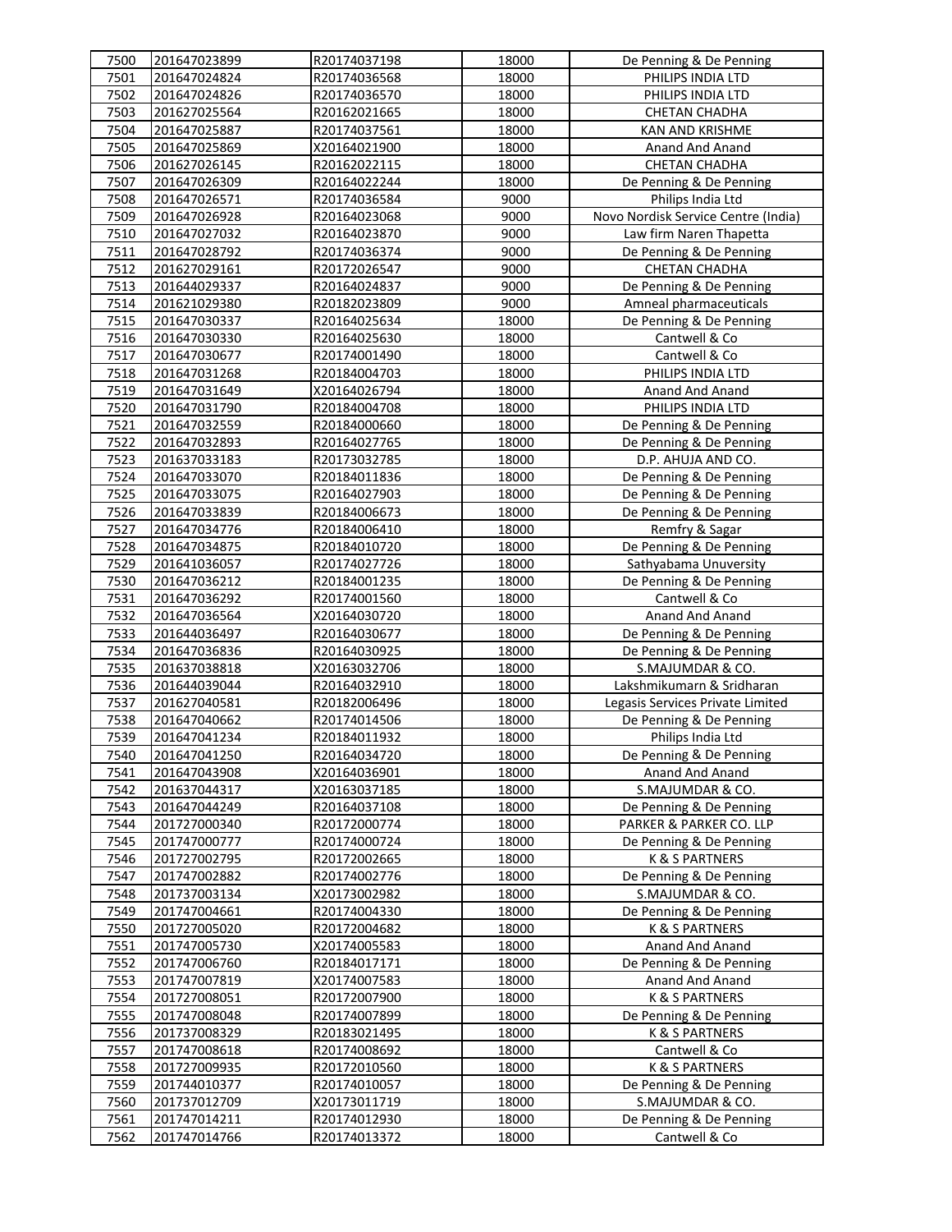| 7500 | 201647023899 | R20174037198 | 18000 | De Penning & De Penning |
|---|---|---|---|---|
| 7501 | 201647024824 | R20174036568 | 18000 | PHILIPS INDIA LTD |
| 7502 | 201647024826 | R20174036570 | 18000 | PHILIPS INDIA LTD |
| 7503 | 201627025564 | R20162021665 | 18000 | CHETAN CHADHA |
| 7504 | 201647025887 | R20174037561 | 18000 | KAN AND KRISHME |
| 7505 | 201647025869 | X20164021900 | 18000 | Anand And Anand |
| 7506 | 201627026145 | R20162022115 | 18000 | CHETAN CHADHA |
| 7507 | 201647026309 | R20164022244 | 18000 | De Penning & De Penning |
| 7508 | 201647026571 | R20174036584 | 9000 | Philips India Ltd |
| 7509 | 201647026928 | R20164023068 | 9000 | Novo Nordisk Service Centre (India) |
| 7510 | 201647027032 | R20164023870 | 9000 | Law firm Naren Thapetta |
| 7511 | 201647028792 | R20174036374 | 9000 | De Penning & De Penning |
| 7512 | 201627029161 | R20172026547 | 9000 | CHETAN CHADHA |
| 7513 | 201644029337 | R20164024837 | 9000 | De Penning & De Penning |
| 7514 | 201621029380 | R20182023809 | 9000 | Amneal pharmaceuticals |
| 7515 | 201647030337 | R20164025634 | 18000 | De Penning & De Penning |
| 7516 | 201647030330 | R20164025630 | 18000 | Cantwell & Co |
| 7517 | 201647030677 | R20174001490 | 18000 | Cantwell & Co |
| 7518 | 201647031268 | R20184004703 | 18000 | PHILIPS INDIA LTD |
| 7519 | 201647031649 | X20164026794 | 18000 | Anand And Anand |
| 7520 | 201647031790 | R20184004708 | 18000 | PHILIPS INDIA LTD |
| 7521 | 201647032559 | R20184000660 | 18000 | De Penning & De Penning |
| 7522 | 201647032893 | R20164027765 | 18000 | De Penning & De Penning |
| 7523 | 201637033183 | R20173032785 | 18000 | D.P. AHUJA AND CO. |
| 7524 | 201647033070 | R20184011836 | 18000 | De Penning & De Penning |
| 7525 | 201647033075 | R20164027903 | 18000 | De Penning & De Penning |
| 7526 | 201647033839 | R20184006673 | 18000 | De Penning & De Penning |
| 7527 | 201647034776 | R20184006410 | 18000 | Remfry & Sagar |
| 7528 | 201647034875 | R20184010720 | 18000 | De Penning & De Penning |
| 7529 | 201641036057 | R20174027726 | 18000 | Sathyabama Unuversity |
| 7530 | 201647036212 | R20184001235 | 18000 | De Penning & De Penning |
| 7531 | 201647036292 | R20174001560 | 18000 | Cantwell & Co |
| 7532 | 201647036564 | X20164030720 | 18000 | Anand And Anand |
| 7533 | 201644036497 | R20164030677 | 18000 | De Penning & De Penning |
| 7534 | 201647036836 | R20164030925 | 18000 | De Penning & De Penning |
| 7535 | 201637038818 | X20163032706 | 18000 | S.MAJUMDAR & CO. |
| 7536 | 201644039044 | R20164032910 | 18000 | Lakshmikumarn & Sridharan |
| 7537 | 201627040581 | R20182006496 | 18000 | Legasis Services Private Limited |
| 7538 | 201647040662 | R20174014506 | 18000 | De Penning & De Penning |
| 7539 | 201647041234 | R20184011932 | 18000 | Philips India Ltd |
| 7540 | 201647041250 | R20164034720 | 18000 | De Penning & De Penning |
| 7541 | 201647043908 | X20164036901 | 18000 | Anand And Anand |
| 7542 | 201637044317 | X20163037185 | 18000 | S.MAJUMDAR & CO. |
| 7543 | 201647044249 | R20164037108 | 18000 | De Penning & De Penning |
| 7544 | 201727000340 | R20172000774 | 18000 | PARKER & PARKER CO. LLP |
| 7545 | 201747000777 | R20174000724 | 18000 | De Penning & De Penning |
| 7546 | 201727002795 | R20172002665 | 18000 | K & S PARTNERS |
| 7547 | 201747002882 | R20174002776 | 18000 | De Penning & De Penning |
| 7548 | 201737003134 | X20173002982 | 18000 | S.MAJUMDAR & CO. |
| 7549 | 201747004661 | R20174004330 | 18000 | De Penning & De Penning |
| 7550 | 201727005020 | R20172004682 | 18000 | K & S PARTNERS |
| 7551 | 201747005730 | X20174005583 | 18000 | Anand And Anand |
| 7552 | 201747006760 | R20184017171 | 18000 | De Penning & De Penning |
| 7553 | 201747007819 | X20174007583 | 18000 | Anand And Anand |
| 7554 | 201727008051 | R20172007900 | 18000 | K & S PARTNERS |
| 7555 | 201747008048 | R20174007899 | 18000 | De Penning & De Penning |
| 7556 | 201737008329 | R20183021495 | 18000 | K & S PARTNERS |
| 7557 | 201747008618 | R20174008692 | 18000 | Cantwell & Co |
| 7558 | 201727009935 | R20172010560 | 18000 | K & S PARTNERS |
| 7559 | 201744010377 | R20174010057 | 18000 | De Penning & De Penning |
| 7560 | 201737012709 | X20173011719 | 18000 | S.MAJUMDAR & CO. |
| 7561 | 201747014211 | R20174012930 | 18000 | De Penning & De Penning |
| 7562 | 201747014766 | R20174013372 | 18000 | Cantwell & Co |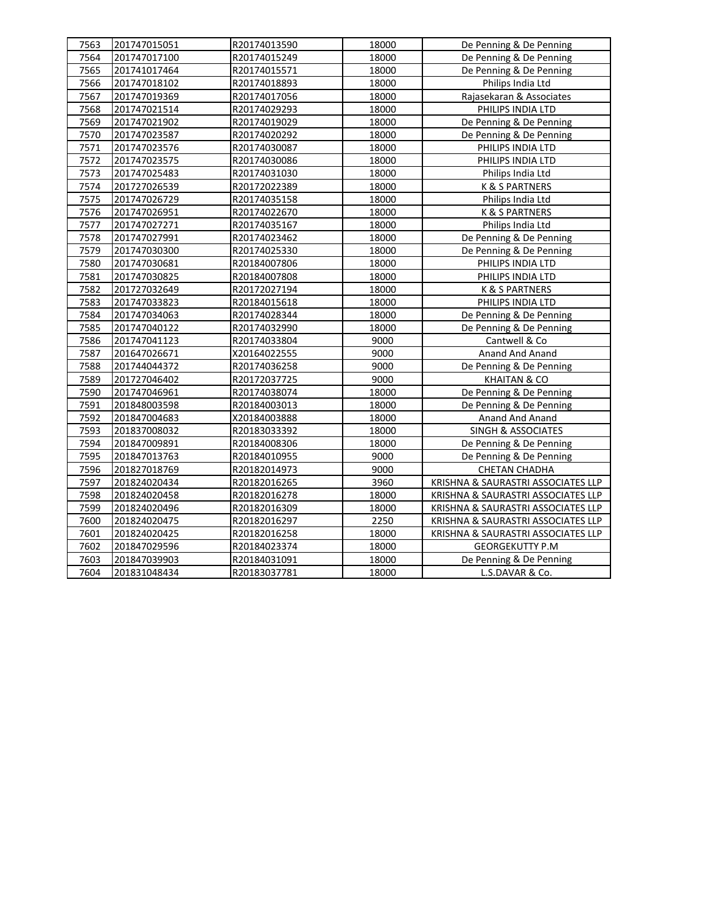| | | | | |
|---|---|---|---|---|
| 7563 | 201747015051 | R20174013590 | 18000 | De Penning & De Penning |
| 7564 | 201747017100 | R20174015249 | 18000 | De Penning & De Penning |
| 7565 | 201741017464 | R20174015571 | 18000 | De Penning & De Penning |
| 7566 | 201747018102 | R20174018893 | 18000 | Philips India Ltd |
| 7567 | 201747019369 | R20174017056 | 18000 | Rajasekaran & Associates |
| 7568 | 201747021514 | R20174029293 | 18000 | PHILIPS INDIA LTD |
| 7569 | 201747021902 | R20174019029 | 18000 | De Penning & De Penning |
| 7570 | 201747023587 | R20174020292 | 18000 | De Penning & De Penning |
| 7571 | 201747023576 | R20174030087 | 18000 | PHILIPS INDIA LTD |
| 7572 | 201747023575 | R20174030086 | 18000 | PHILIPS INDIA LTD |
| 7573 | 201747025483 | R20174031030 | 18000 | Philips India Ltd |
| 7574 | 201727026539 | R20172022389 | 18000 | K & S PARTNERS |
| 7575 | 201747026729 | R20174035158 | 18000 | Philips India Ltd |
| 7576 | 201747026951 | R20174022670 | 18000 | K & S PARTNERS |
| 7577 | 201747027271 | R20174035167 | 18000 | Philips India Ltd |
| 7578 | 201747027991 | R20174023462 | 18000 | De Penning & De Penning |
| 7579 | 201747030300 | R20174025330 | 18000 | De Penning & De Penning |
| 7580 | 201747030681 | R20184007806 | 18000 | PHILIPS INDIA LTD |
| 7581 | 201747030825 | R20184007808 | 18000 | PHILIPS INDIA LTD |
| 7582 | 201727032649 | R20172027194 | 18000 | K & S PARTNERS |
| 7583 | 201747033823 | R20184015618 | 18000 | PHILIPS INDIA LTD |
| 7584 | 201747034063 | R20174028344 | 18000 | De Penning & De Penning |
| 7585 | 201747040122 | R20174032990 | 18000 | De Penning & De Penning |
| 7586 | 201747041123 | R20174033804 | 9000 | Cantwell & Co |
| 7587 | 201647026671 | X20164022555 | 9000 | Anand And Anand |
| 7588 | 201744044372 | R20174036258 | 9000 | De Penning & De Penning |
| 7589 | 201727046402 | R20172037725 | 9000 | KHAITAN & CO |
| 7590 | 201747046961 | R20174038074 | 18000 | De Penning & De Penning |
| 7591 | 201848003598 | R20184003013 | 18000 | De Penning & De Penning |
| 7592 | 201847004683 | X20184003888 | 18000 | Anand And Anand |
| 7593 | 201837008032 | R20183033392 | 18000 | SINGH & ASSOCIATES |
| 7594 | 201847009891 | R20184008306 | 18000 | De Penning & De Penning |
| 7595 | 201847013763 | R20184010955 | 9000 | De Penning & De Penning |
| 7596 | 201827018769 | R20182014973 | 9000 | CHETAN CHADHA |
| 7597 | 201824020434 | R20182016265 | 3960 | KRISHNA & SAURASTRI ASSOCIATES LLP |
| 7598 | 201824020458 | R20182016278 | 18000 | KRISHNA & SAURASTRI ASSOCIATES LLP |
| 7599 | 201824020496 | R20182016309 | 18000 | KRISHNA & SAURASTRI ASSOCIATES LLP |
| 7600 | 201824020475 | R20182016297 | 2250 | KRISHNA & SAURASTRI ASSOCIATES LLP |
| 7601 | 201824020425 | R20182016258 | 18000 | KRISHNA & SAURASTRI ASSOCIATES LLP |
| 7602 | 201847029596 | R20184023374 | 18000 | GEORGEKUTTY P.M |
| 7603 | 201847039903 | R20184031091 | 18000 | De Penning & De Penning |
| 7604 | 201831048434 | R20183037781 | 18000 | L.S.DAVAR & Co. |